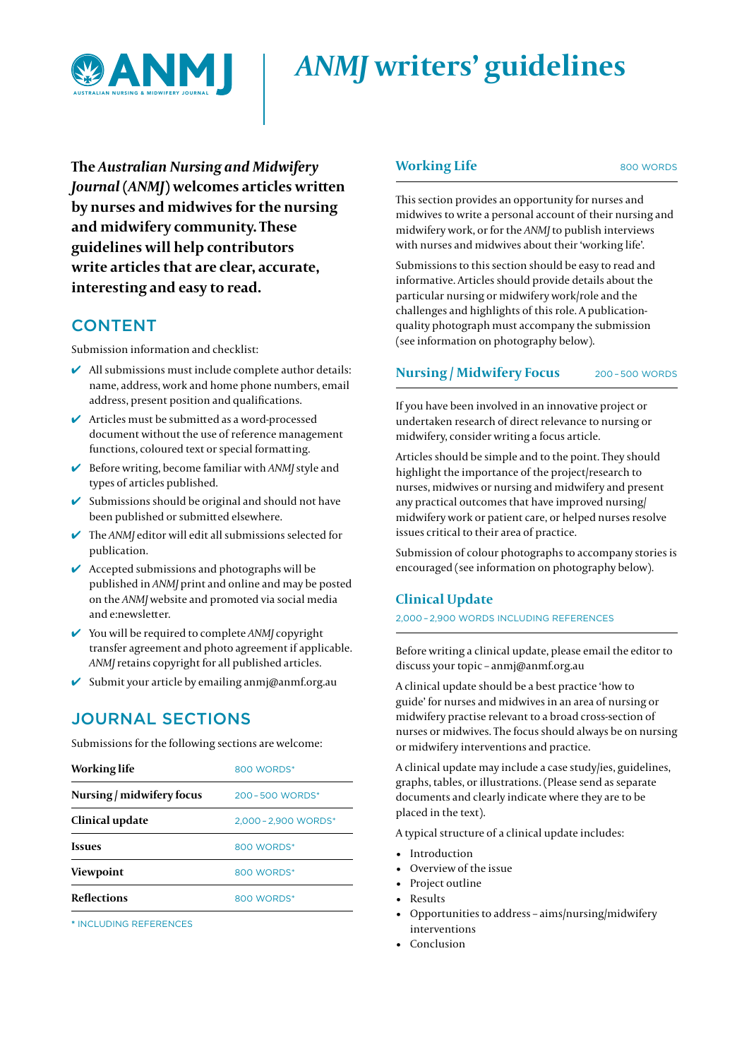# *ANMJ* writers' guidelines

**The *Australian Nursing and Midwifery Journal* (*ANMJ*) welcomes articles written by nurses and midwives for the nursing and midwifery community. These guidelines will help contributors write articles that are clear, accurate, interesting and easy to read.**

## CONTENT

Submission information and checklist:

- ✔ All submissions must include complete author details: name, address, work and home phone numbers, email address, present position and qualifications.
- ✔ Articles must be submitted as a word-processed document without the use of reference management functions, coloured text or special formatting.
- ✔ Before writing, become familiar with *ANMJ* style and types of articles published.
- ✔ Submissions should be original and should not have been published or submitted elsewhere.
- ✔ The *ANMJ* editor will edit all submissions selected for publication.
- ✔ Accepted submissions and photographs will be published in *ANMJ* print and online and may be posted on the *ANMJ* website and promoted via social media and e:newsletter.
- ✔ You will be required to complete *ANMJ* copyright transfer agreement and photo agreement if applicable. *ANMJ* retains copyright for all published articles.
- ✔ Submit your article by emailing anmj@anmf.org.au

## JOURNAL SECTIONS

Submissions for the following sections are welcome:

| | |
|---|---|
| **Working life** | 800 WORDS* |
| **Nursing / midwifery focus** | 200 – 500 WORDS* |
| **Clinical update** | 2,000 – 2,900 WORDS* |
| **Issues** | 800 WORDS* |
| **Viewpoint** | 800 WORDS* |
| **Reflections** | 800 WORDS* |

* INCLUDING REFERENCES

### Working Life — 800 WORDS

This section provides an opportunity for nurses and midwives to write a personal account of their nursing and midwifery work, or for the *ANMJ* to publish interviews with nurses and midwives about their 'working life'.

Submissions to this section should be easy to read and informative. Articles should provide details about the particular nursing or midwifery work/role and the challenges and highlights of this role. A publication-quality photograph must accompany the submission (see information on photography below).

### Nursing / Midwifery Focus — 200 – 500 WORDS

If you have been involved in an innovative project or undertaken research of direct relevance to nursing or midwifery, consider writing a focus article.

Articles should be simple and to the point. They should highlight the importance of the project/research to nurses, midwives or nursing and midwifery and present any practical outcomes that have improved nursing/midwifery work or patient care, or helped nurses resolve issues critical to their area of practice.

Submission of colour photographs to accompany stories is encouraged (see information on photography below).

### Clinical Update

2,000 – 2,900 WORDS INCLUDING REFERENCES

Before writing a clinical update, please email the editor to discuss your topic – anmj@anmf.org.au

A clinical update should be a best practice 'how to guide' for nurses and midwives in an area of nursing or midwifery practise relevant to a broad cross-section of nurses or midwives. The focus should always be on nursing or midwifery interventions and practice.

A clinical update may include a case study/ies, guidelines, graphs, tables, or illustrations. (Please send as separate documents and clearly indicate where they are to be placed in the text).

A typical structure of a clinical update includes:

- Introduction
- Overview of the issue
- Project outline
- Results
- Opportunities to address – aims/nursing/midwifery interventions
- Conclusion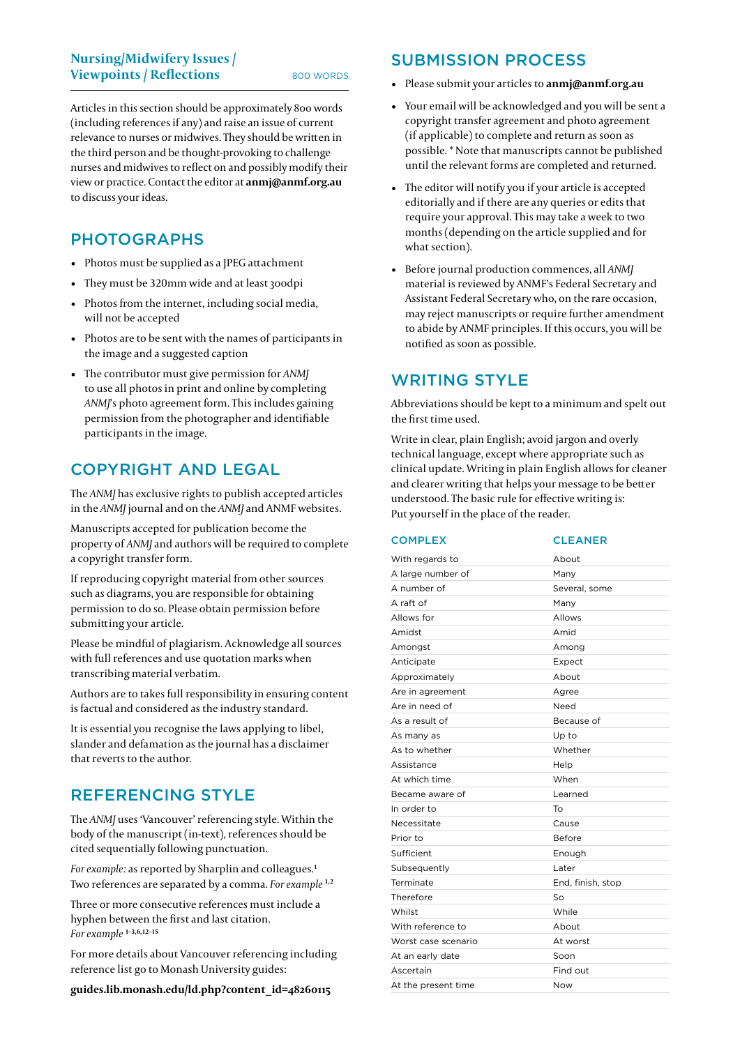## Nursing/Midwifery Issues / Viewpoints / Reflections

800 WORDS

Articles in this section should be approximately 800 words (including references if any) and raise an issue of current relevance to nurses or midwives. They should be written in the third person and be thought-provoking to challenge nurses and midwives to reflect on and possibly modify their view or practice. Contact the editor at **anmj@anmf.org.au** to discuss your ideas.

## PHOTOGRAPHS

- Photos must be supplied as a JPEG attachment
- They must be 320mm wide and at least 300dpi
- Photos from the internet, including social media, will not be accepted
- Photos are to be sent with the names of participants in the image and a suggested caption
- The contributor must give permission for *ANMJ* to use all photos in print and online by completing *ANMJ*'s photo agreement form. This includes gaining permission from the photographer and identifiable participants in the image.

## COPYRIGHT AND LEGAL

The *ANMJ* has exclusive rights to publish accepted articles in the *ANMJ* journal and on the *ANMJ* and ANMF websites.

Manuscripts accepted for publication become the property of *ANMJ* and authors will be required to complete a copyright transfer form.

If reproducing copyright material from other sources such as diagrams, you are responsible for obtaining permission to do so. Please obtain permission before submitting your article.

Please be mindful of plagiarism. Acknowledge all sources with full references and use quotation marks when transcribing material verbatim.

Authors are to takes full responsibility in ensuring content is factual and considered as the industry standard.

It is essential you recognise the laws applying to libel, slander and defamation as the journal has a disclaimer that reverts to the author.

## REFERENCING STYLE

The *ANMJ* uses 'Vancouver' referencing style. Within the body of the manuscript (in-text), references should be cited sequentially following punctuation.

*For example:* as reported by Sharplin and colleagues.[1] Two references are separated by a comma. *For example* [1,2]

Three or more consecutive references must include a hyphen between the first and last citation. *For example* [1–3,6,12–15]

For more details about Vancouver referencing including reference list go to Monash University guides:

**guides.lib.monash.edu/ld.php?content_id=48260115**

## SUBMISSION PROCESS

- Please submit your articles to **anmj@anmf.org.au**
- Your email will be acknowledged and you will be sent a copyright transfer agreement and photo agreement (if applicable) to complete and return as soon as possible. *Note that manuscripts cannot be published until the relevant forms are completed and returned.
- The editor will notify you if your article is accepted editorially and if there are any queries or edits that require your approval. This may take a week to two months (depending on the article supplied and for what section).
- Before journal production commences, all *ANMJ* material is reviewed by ANMF's Federal Secretary and Assistant Federal Secretary who, on the rare occasion, may reject manuscripts or require further amendment to abide by ANMF principles. If this occurs, you will be notified as soon as possible.

## WRITING STYLE

Abbreviations should be kept to a minimum and spelt out the first time used.

Write in clear, plain English; avoid jargon and overly technical language, except where appropriate such as clinical update. Writing in plain English allows for cleaner and clearer writing that helps your message to be better understood. The basic rule for effective writing is: Put yourself in the place of the reader.

| COMPLEX | CLEANER |
|---|---|
| With regards to | About |
| A large number of | Many |
| A number of | Several, some |
| A raft of | Many |
| Allows for | Allows |
| Amidst | Amid |
| Amongst | Among |
| Anticipate | Expect |
| Approximately | About |
| Are in agreement | Agree |
| Are in need of | Need |
| As a result of | Because of |
| As many as | Up to |
| As to whether | Whether |
| Assistance | Help |
| At which time | When |
| Became aware of | Learned |
| In order to | To |
| Necessitate | Cause |
| Prior to | Before |
| Sufficient | Enough |
| Subsequently | Later |
| Terminate | End, finish, stop |
| Therefore | So |
| Whilst | While |
| With reference to | About |
| Worst case scenario | At worst |
| At an early date | Soon |
| Ascertain | Find out |
| At the present time | Now |